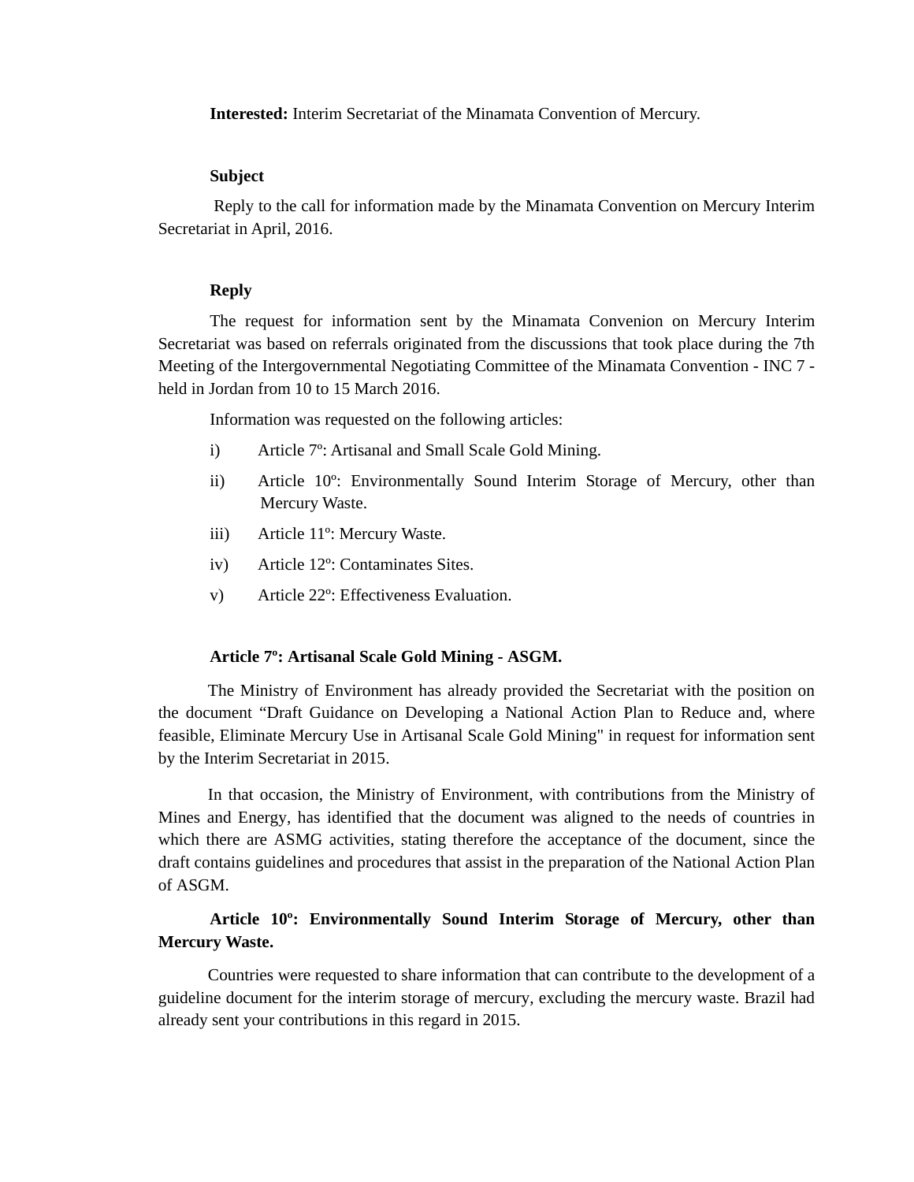**Interested:** Interim Secretariat of the Minamata Convention of Mercury.

**Subject**

Reply to the call for information made by the Minamata Convention on Mercury Interim Secretariat in April, 2016.

**Reply**

The request for information sent by the Minamata Convenion on Mercury Interim Secretariat was based on referrals originated from the discussions that took place during the 7th Meeting of the Intergovernmental Negotiating Committee of the Minamata Convention - INC 7 - held in Jordan from 10 to 15 March 2016.

Information was requested on the following articles:

i) Article 7º: Artisanal and Small Scale Gold Mining.

ii) Article 10º: Environmentally Sound Interim Storage of Mercury, other than Mercury Waste.

iii) Article 11º: Mercury Waste.

iv) Article 12º: Contaminates Sites.

v) Article 22º: Effectiveness Evaluation.

**Article 7º: Artisanal Scale Gold Mining - ASGM.**

The Ministry of Environment has already provided the Secretariat with the position on the document "Draft Guidance on Developing a National Action Plan to Reduce and, where feasible, Eliminate Mercury Use in Artisanal Scale Gold Mining" in request for information sent by the Interim Secretariat in 2015.

In that occasion, the Ministry of Environment, with contributions from the Ministry of Mines and Energy, has identified that the document was aligned to the needs of countries in which there are ASMG activities, stating therefore the acceptance of the document, since the draft contains guidelines and procedures that assist in the preparation of the National Action Plan of ASGM.

**Article 10º: Environmentally Sound Interim Storage of Mercury, other than Mercury Waste.**

Countries were requested to share information that can contribute to the development of a guideline document for the interim storage of mercury, excluding the mercury waste. Brazil had already sent your contributions in this regard in 2015.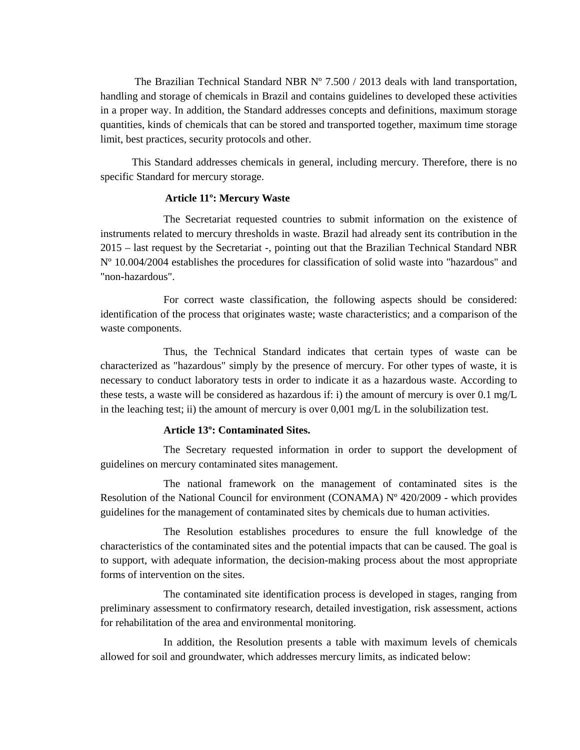The Brazilian Technical Standard NBR Nº 7.500 / 2013 deals with land transportation, handling and storage of chemicals in Brazil and contains guidelines to developed these activities in a proper way. In addition, the Standard addresses concepts and definitions, maximum storage quantities, kinds of chemicals that can be stored and transported together, maximum time storage limit, best practices, security protocols and other.

This Standard addresses chemicals in general, including mercury. Therefore, there is no specific Standard for mercury storage.

**Article 11º: Mercury Waste**

The Secretariat requested countries to submit information on the existence of instruments related to mercury thresholds in waste. Brazil had already sent its contribution in the 2015 – last request by the Secretariat -, pointing out that the Brazilian Technical Standard NBR Nº 10.004/2004 establishes the procedures for classification of solid waste into "hazardous" and "non-hazardous".

For correct waste classification, the following aspects should be considered: identification of the process that originates waste; waste characteristics; and a comparison of the waste components.

Thus, the Technical Standard indicates that certain types of waste can be characterized as "hazardous" simply by the presence of mercury. For other types of waste, it is necessary to conduct laboratory tests in order to indicate it as a hazardous waste. According to these tests, a waste will be considered as hazardous if: i) the amount of mercury is over 0.1 mg/L in the leaching test; ii) the amount of mercury is over 0,001 mg/L in the solubilization test.

**Article 13º: Contaminated Sites.**

The Secretary requested information in order to support the development of guidelines on mercury contaminated sites management.

The national framework on the management of contaminated sites is the Resolution of the National Council for environment (CONAMA) Nº 420/2009 - which provides guidelines for the management of contaminated sites by chemicals due to human activities.

The Resolution establishes procedures to ensure the full knowledge of the characteristics of the contaminated sites and the potential impacts that can be caused. The goal is to support, with adequate information, the decision-making process about the most appropriate forms of intervention on the sites.

The contaminated site identification process is developed in stages, ranging from preliminary assessment to confirmatory research, detailed investigation, risk assessment, actions for rehabilitation of the area and environmental monitoring.

In addition, the Resolution presents a table with maximum levels of chemicals allowed for soil and groundwater, which addresses mercury limits, as indicated below: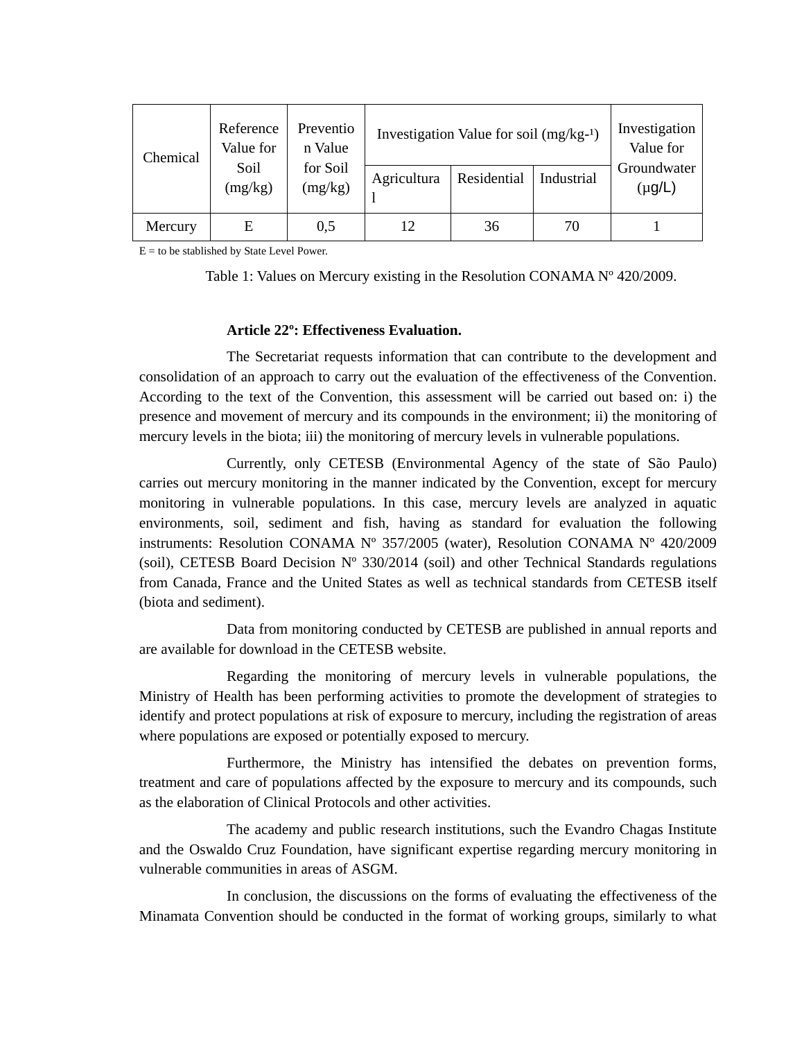| Chemical | Reference Value for Soil (mg/kg) | Prevention Value for Soil (mg/kg) | Investigation Value for soil (mg/kg-1) | | | Investigation Value for Groundwater (µg/L) |
|---|---|---|---|---|---|---|
| | | | Agricultural | Residential | Industrial | |
| Mercury | E | 0,5 | 12 | 36 | 70 | 1 |

E = to be stablished by State Level Power.

Table 1: Values on Mercury existing in the Resolution CONAMA Nº 420/2009.

**Article 22º: Effectiveness Evaluation.**

The Secretariat requests information that can contribute to the development and consolidation of an approach to carry out the evaluation of the effectiveness of the Convention. According to the text of the Convention, this assessment will be carried out based on: i) the presence and movement of mercury and its compounds in the environment; ii) the monitoring of mercury levels in the biota; iii) the monitoring of mercury levels in vulnerable populations.

Currently, only CETESB (Environmental Agency of the state of São Paulo) carries out mercury monitoring in the manner indicated by the Convention, except for mercury monitoring in vulnerable populations. In this case, mercury levels are analyzed in aquatic environments, soil, sediment and fish, having as standard for evaluation the following instruments: Resolution CONAMA Nº 357/2005 (water), Resolution CONAMA Nº 420/2009 (soil), CETESB Board Decision Nº 330/2014 (soil) and other Technical Standards regulations from Canada, France and the United States as well as technical standards from CETESB itself (biota and sediment).

Data from monitoring conducted by CETESB are published in annual reports and are available for download in the CETESB website.

Regarding the monitoring of mercury levels in vulnerable populations, the Ministry of Health has been performing activities to promote the development of strategies to identify and protect populations at risk of exposure to mercury, including the registration of areas where populations are exposed or potentially exposed to mercury.

Furthermore, the Ministry has intensified the debates on prevention forms, treatment and care of populations affected by the exposure to mercury and its compounds, such as the elaboration of Clinical Protocols and other activities.

The academy and public research institutions, such the Evandro Chagas Institute and the Oswaldo Cruz Foundation, have significant expertise regarding mercury monitoring in vulnerable communities in areas of ASGM.

In conclusion, the discussions on the forms of evaluating the effectiveness of the Minamata Convention should be conducted in the format of working groups, similarly to what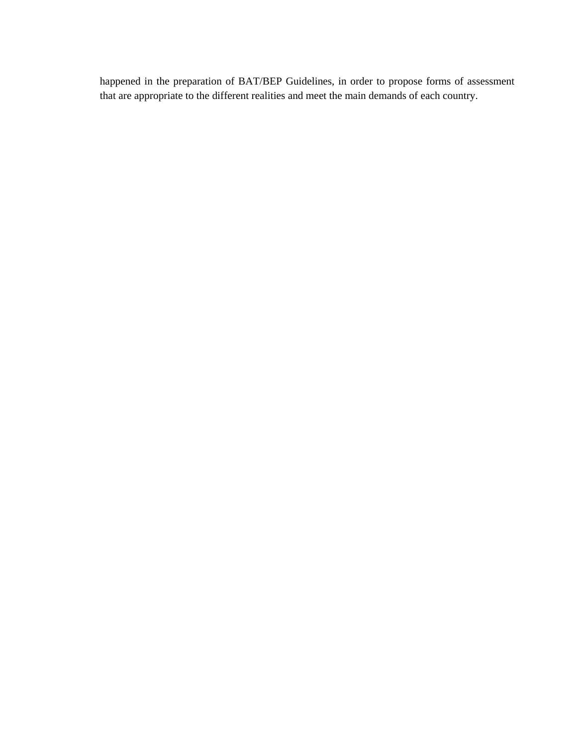happened in the preparation of BAT/BEP Guidelines, in order to propose forms of assessment that are appropriate to the different realities and meet the main demands of each country.